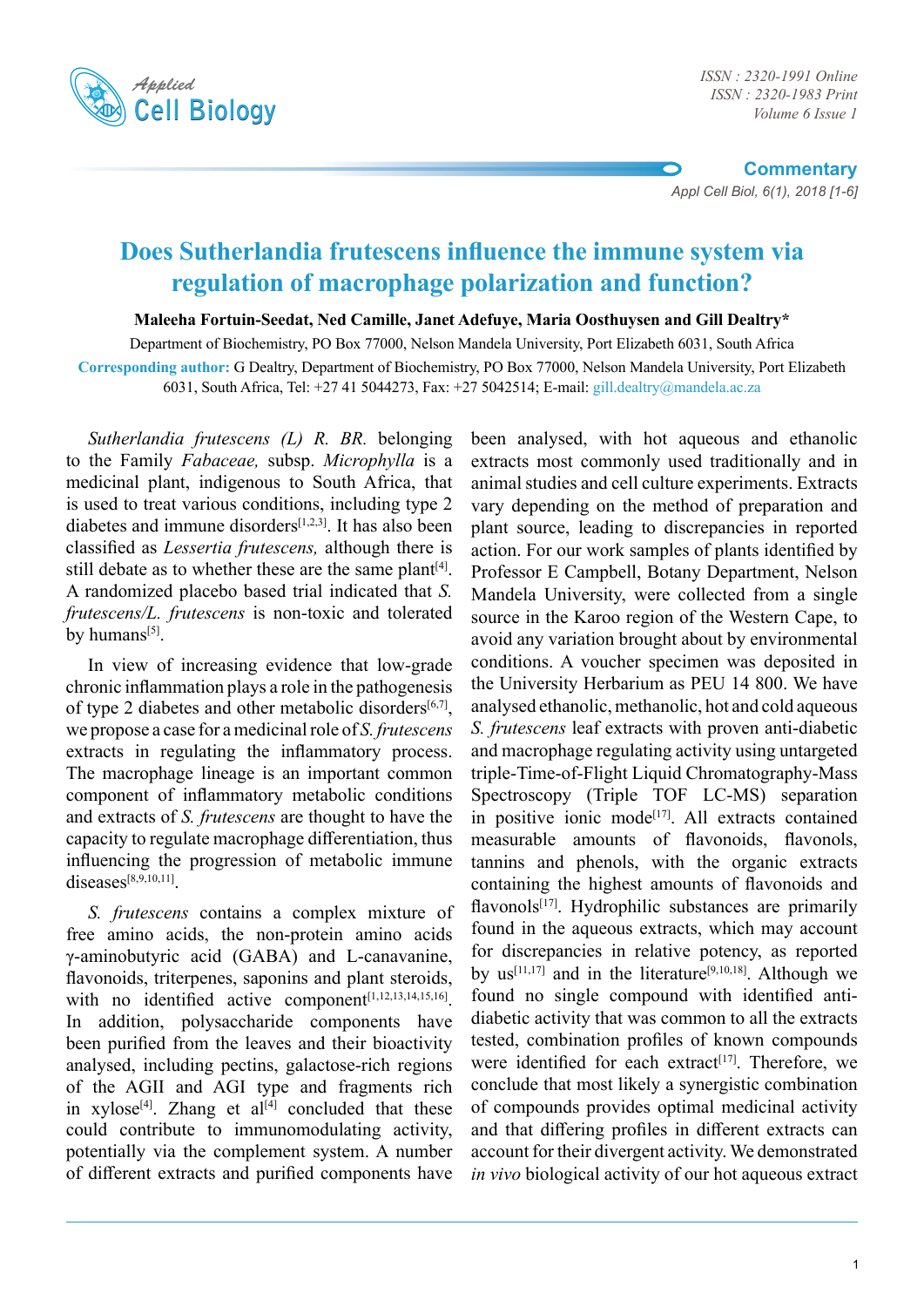Commentary

# Does Sutherlandia frutescens influence the immune system via regulation of macrophage polarization and function?

**Maleeha Fortuin-Seedat, Ned Camille, Janet Adefuye, Maria Oosthuysen and Gill Dealtry***

Department of Biochemistry, PO Box 77000, Nelson Mandela University, Port Elizabeth 6031, South Africa

**Corresponding author:** G Dealtry, Department of Biochemistry, PO Box 77000, Nelson Mandela University, Port Elizabeth 6031, South Africa, Tel: +27 41 5044273, Fax: +27 5042514; E-mail: gill.dealtry@mandela.ac.za

*Sutherlandia frutescens (L) R. BR.* belonging to the Family *Fabaceae,* subsp. *Microphylla* is a medicinal plant, indigenous to South Africa, that is used to treat various conditions, including type 2 diabetes and immune disorders[1,2,3]. It has also been classified as *Lessertia frutescens,* although there is still debate as to whether these are the same plant[4]. A randomized placebo based trial indicated that *S. frutescens/L. frutescens* is non-toxic and tolerated by humans[5].

In view of increasing evidence that low-grade chronic inflammation plays a role in the pathogenesis of type 2 diabetes and other metabolic disorders[6,7], we propose a case for a medicinal role of *S. frutescens* extracts in regulating the inflammatory process. The macrophage lineage is an important common component of inflammatory metabolic conditions and extracts of *S. frutescens* are thought to have the capacity to regulate macrophage differentiation, thus influencing the progression of metabolic immune diseases[8,9,10,11].

*S. frutescens* contains a complex mixture of free amino acids, the non-protein amino acids γ-aminobutyric acid (GABA) and L-canavanine, flavonoids, triterpenes, saponins and plant steroids, with no identified active component[1,12,13,14,15,16]. In addition, polysaccharide components have been purified from the leaves and their bioactivity analysed, including pectins, galactose-rich regions of the AGII and AGI type and fragments rich in xylose[4]. Zhang et al[4] concluded that these could contribute to immunomodulating activity, potentially via the complement system. A number of different extracts and purified components have been analysed, with hot aqueous and ethanolic extracts most commonly used traditionally and in animal studies and cell culture experiments. Extracts vary depending on the method of preparation and plant source, leading to discrepancies in reported action. For our work samples of plants identified by Professor E Campbell, Botany Department, Nelson Mandela University, were collected from a single source in the Karoo region of the Western Cape, to avoid any variation brought about by environmental conditions. A voucher specimen was deposited in the University Herbarium as PEU 14 800. We have analysed ethanolic, methanolic, hot and cold aqueous *S. frutescens* leaf extracts with proven anti-diabetic and macrophage regulating activity using untargeted triple-Time-of-Flight Liquid Chromatography-Mass Spectroscopy (Triple TOF LC-MS) separation in positive ionic mode[17]. All extracts contained measurable amounts of flavonoids, flavonols, tannins and phenols, with the organic extracts containing the highest amounts of flavonoids and flavonols[17]. Hydrophilic substances are primarily found in the aqueous extracts, which may account for discrepancies in relative potency, as reported by us[11,17] and in the literature[9,10,18]. Although we found no single compound with identified anti-diabetic activity that was common to all the extracts tested, combination profiles of known compounds were identified for each extract[17]. Therefore, we conclude that most likely a synergistic combination of compounds provides optimal medicinal activity and that differing profiles in different extracts can account for their divergent activity. We demonstrated *in vivo* biological activity of our hot aqueous extract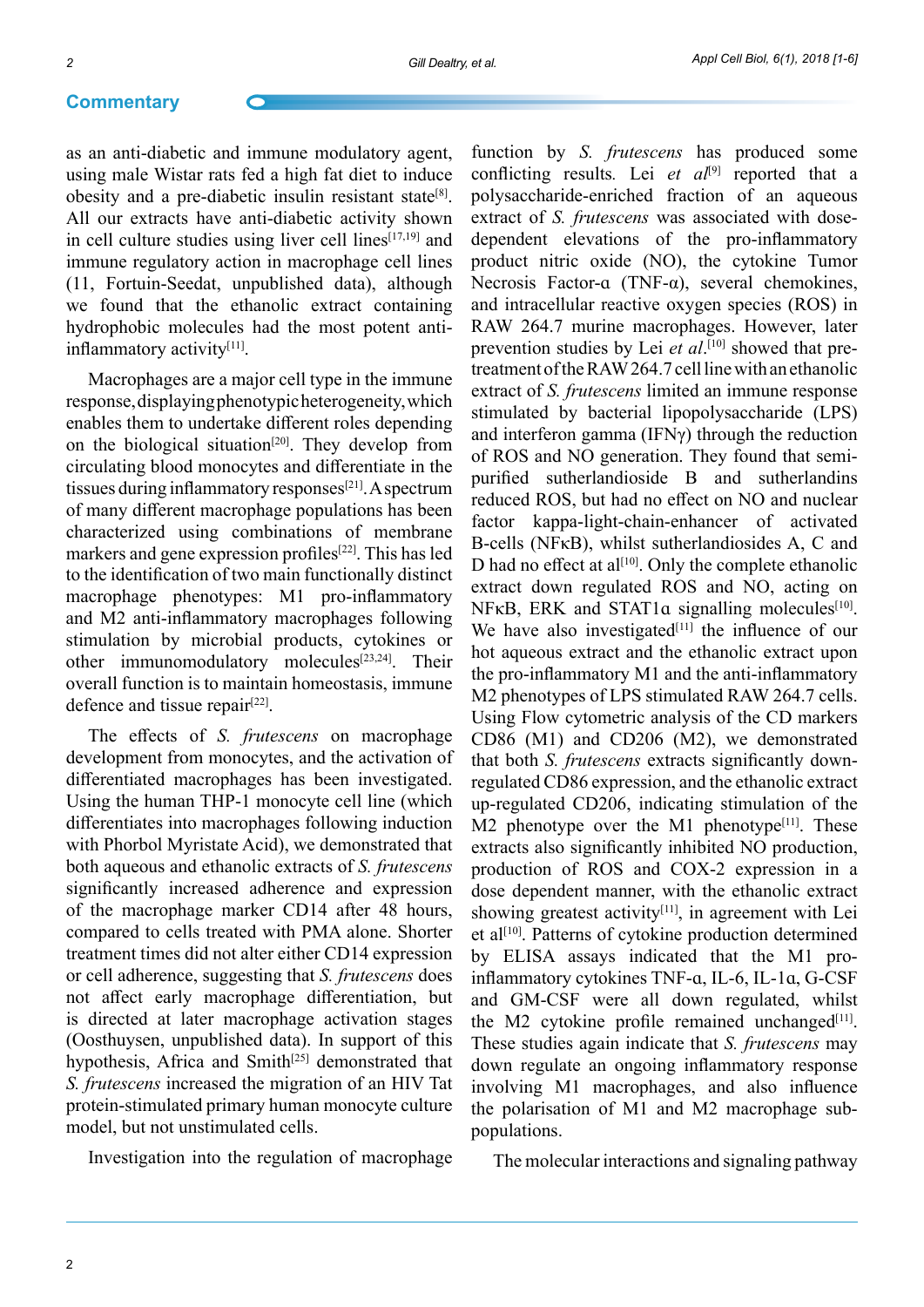as an anti-diabetic and immune modulatory agent, using male Wistar rats fed a high fat diet to induce obesity and a pre-diabetic insulin resistant state[8]. All our extracts have anti-diabetic activity shown in cell culture studies using liver cell lines[17,19] and immune regulatory action in macrophage cell lines (11, Fortuin-Seedat, unpublished data), although we found that the ethanolic extract containing hydrophobic molecules had the most potent anti-inflammatory activity[11].

Macrophages are a major cell type in the immune response, displaying phenotypic heterogeneity, which enables them to undertake different roles depending on the biological situation[20]. They develop from circulating blood monocytes and differentiate in the tissues during inflammatory responses[21]. A spectrum of many different macrophage populations has been characterized using combinations of membrane markers and gene expression profiles[22]. This has led to the identification of two main functionally distinct macrophage phenotypes: M1 pro-inflammatory and M2 anti-inflammatory macrophages following stimulation by microbial products, cytokines or other immunomodulatory molecules[23,24]. Their overall function is to maintain homeostasis, immune defence and tissue repair[22].

The effects of *S. frutescens* on macrophage development from monocytes, and the activation of differentiated macrophages has been investigated. Using the human THP-1 monocyte cell line (which differentiates into macrophages following induction with Phorbol Myristate Acid), we demonstrated that both aqueous and ethanolic extracts of *S. frutescens* significantly increased adherence and expression of the macrophage marker CD14 after 48 hours, compared to cells treated with PMA alone. Shorter treatment times did not alter either CD14 expression or cell adherence, suggesting that *S. frutescens* does not affect early macrophage differentiation, but is directed at later macrophage activation stages (Oosthuysen, unpublished data). In support of this hypothesis, Africa and Smith[25] demonstrated that *S. frutescens* increased the migration of an HIV Tat protein-stimulated primary human monocyte culture model, but not unstimulated cells.

Investigation into the regulation of macrophage function by *S. frutescens* has produced some conflicting results. Lei *et al*[9] reported that a polysaccharide-enriched fraction of an aqueous extract of *S. frutescens* was associated with dose-dependent elevations of the pro-inflammatory product nitric oxide (NO), the cytokine Tumor Necrosis Factor-α (TNF-α), several chemokines, and intracellular reactive oxygen species (ROS) in RAW 264.7 murine macrophages. However, later prevention studies by Lei *et al*.[10] showed that pre-treatment of the RAW 264.7 cell line with an ethanolic extract of *S. frutescens* limited an immune response stimulated by bacterial lipopolysaccharide (LPS) and interferon gamma (IFNγ) through the reduction of ROS and NO generation. They found that semi-purified sutherlandioside B and sutherlandins reduced ROS, but had no effect on NO and nuclear factor kappa-light-chain-enhancer of activated B-cells (NFκB), whilst sutherlandiosides A, C and D had no effect at al[10]. Only the complete ethanolic extract down regulated ROS and NO, acting on NFκB, ERK and STAT1α signalling molecules[10]. We have also investigated[11] the influence of our hot aqueous extract and the ethanolic extract upon the pro-inflammatory M1 and the anti-inflammatory M2 phenotypes of LPS stimulated RAW 264.7 cells. Using Flow cytometric analysis of the CD markers CD86 (M1) and CD206 (M2), we demonstrated that both *S. frutescens* extracts significantly down-regulated CD86 expression, and the ethanolic extract up-regulated CD206, indicating stimulation of the M2 phenotype over the M1 phenotype[11]. These extracts also significantly inhibited NO production, production of ROS and COX-2 expression in a dose dependent manner, with the ethanolic extract showing greatest activity[11], in agreement with Lei et al[10]. Patterns of cytokine production determined by ELISA assays indicated that the M1 pro-inflammatory cytokines TNF-α, IL-6, IL-1α, G-CSF and GM-CSF were all down regulated, whilst the M2 cytokine profile remained unchanged[11]. These studies again indicate that *S. frutescens* may down regulate an ongoing inflammatory response involving M1 macrophages, and also influence the polarisation of M1 and M2 macrophage sub-populations.

The molecular interactions and signaling pathway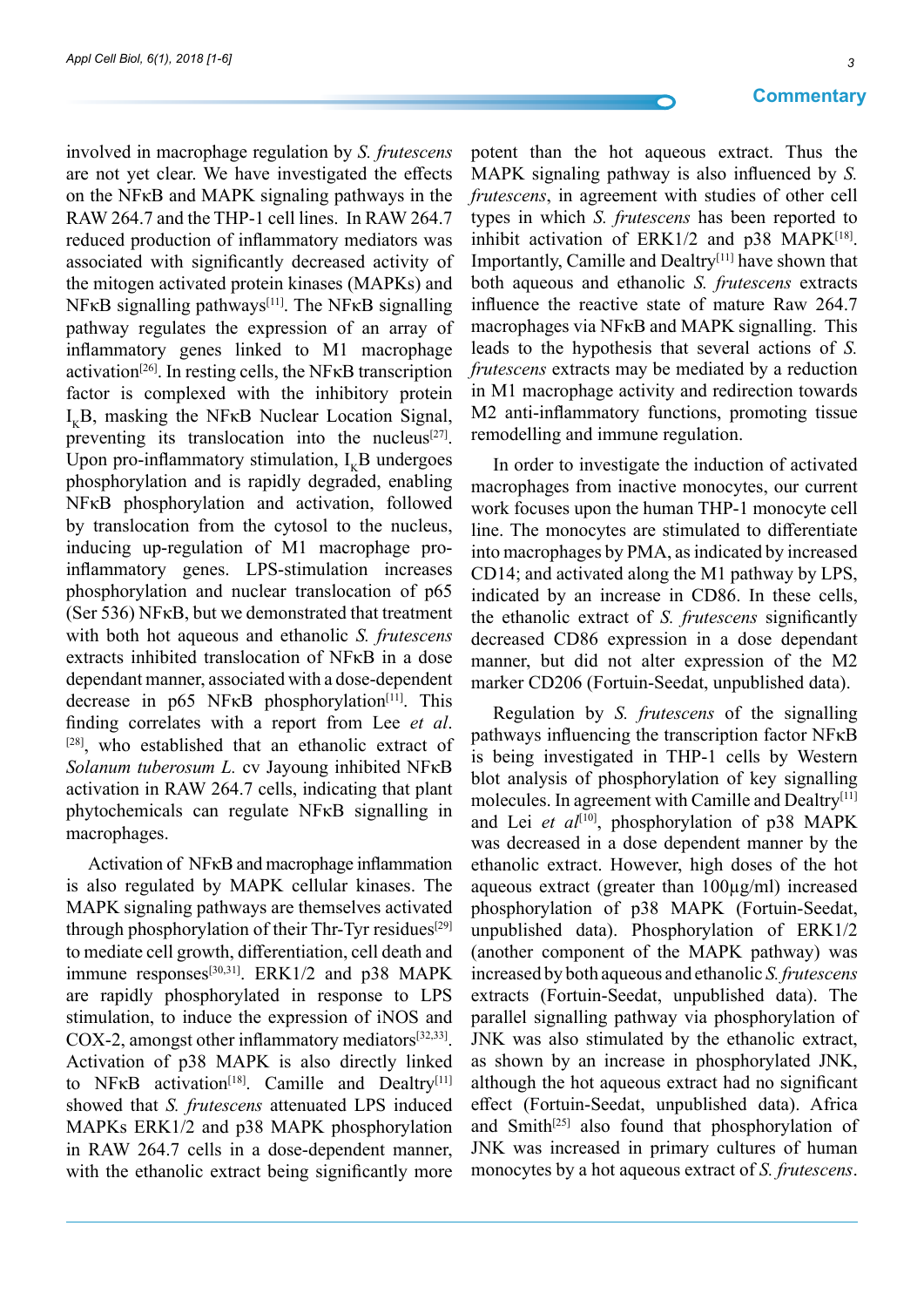involved in macrophage regulation by *S. frutescens* are not yet clear. We have investigated the effects on the NFκB and MAPK signaling pathways in the RAW 264.7 and the THP-1 cell lines. In RAW 264.7 reduced production of inflammatory mediators was associated with significantly decreased activity of the mitogen activated protein kinases (MAPKs) and NFκB signalling pathways[11]. The NFκB signalling pathway regulates the expression of an array of inflammatory genes linked to M1 macrophage activation[26]. In resting cells, the NFκB transcription factor is complexed with the inhibitory protein $I_κB$, masking the NFκB Nuclear Location Signal, preventing its translocation into the nucleus[27]. Upon pro-inflammatory stimulation, $I_κB$ undergoes phosphorylation and is rapidly degraded, enabling NFκB phosphorylation and activation, followed by translocation from the cytosol to the nucleus, inducing up-regulation of M1 macrophage pro-inflammatory genes. LPS-stimulation increases phosphorylation and nuclear translocation of p65 (Ser 536) NFκB, but we demonstrated that treatment with both hot aqueous and ethanolic *S. frutescens* extracts inhibited translocation of NFκB in a dose dependant manner, associated with a dose-dependent decrease in p65 NFκB phosphorylation[11]. This finding correlates with a report from Lee *et al.* [28], who established that an ethanolic extract of *Solanum tuberosum L.* cv Jayoung inhibited NFκB activation in RAW 264.7 cells, indicating that plant phytochemicals can regulate NFκB signalling in macrophages.

Activation of NFκB and macrophage inflammation is also regulated by MAPK cellular kinases. The MAPK signaling pathways are themselves activated through phosphorylation of their Thr-Tyr residues[29] to mediate cell growth, differentiation, cell death and immune responses[30,31]. ERK1/2 and p38 MAPK are rapidly phosphorylated in response to LPS stimulation, to induce the expression of iNOS and COX-2, amongst other inflammatory mediators[32,33]. Activation of p38 MAPK is also directly linked to NFκB activation[18]. Camille and Dealtry[11] showed that *S. frutescens* attenuated LPS induced MAPKs ERK1/2 and p38 MAPK phosphorylation in RAW 264.7 cells in a dose-dependent manner, with the ethanolic extract being significantly more potent than the hot aqueous extract. Thus the MAPK signaling pathway is also influenced by *S. frutescens*, in agreement with studies of other cell types in which *S. frutescens* has been reported to inhibit activation of ERK1/2 and p38 MAPK[18]. Importantly, Camille and Dealtry[11] have shown that both aqueous and ethanolic *S. frutescens* extracts influence the reactive state of mature Raw 264.7 macrophages via NFκB and MAPK signalling. This leads to the hypothesis that several actions of *S. frutescens* extracts may be mediated by a reduction in M1 macrophage activity and redirection towards M2 anti-inflammatory functions, promoting tissue remodelling and immune regulation.

In order to investigate the induction of activated macrophages from inactive monocytes, our current work focuses upon the human THP-1 monocyte cell line. The monocytes are stimulated to differentiate into macrophages by PMA, as indicated by increased CD14; and activated along the M1 pathway by LPS, indicated by an increase in CD86. In these cells, the ethanolic extract of *S. frutescens* significantly decreased CD86 expression in a dose dependant manner, but did not alter expression of the M2 marker CD206 (Fortuin-Seedat, unpublished data).

Regulation by *S. frutescens* of the signalling pathways influencing the transcription factor NFκB is being investigated in THP-1 cells by Western blot analysis of phosphorylation of key signalling molecules. In agreement with Camille and Dealtry[11] and Lei *et al*[10], phosphorylation of p38 MAPK was decreased in a dose dependent manner by the ethanolic extract. However, high doses of the hot aqueous extract (greater than 100µg/ml) increased phosphorylation of p38 MAPK (Fortuin-Seedat, unpublished data). Phosphorylation of ERK1/2 (another component of the MAPK pathway) was increased by both aqueous and ethanolic *S. frutescens* extracts (Fortuin-Seedat, unpublished data). The parallel signalling pathway via phosphorylation of JNK was also stimulated by the ethanolic extract, as shown by an increase in phosphorylated JNK, although the hot aqueous extract had no significant effect (Fortuin-Seedat, unpublished data). Africa and Smith[25] also found that phosphorylation of JNK was increased in primary cultures of human monocytes by a hot aqueous extract of *S. frutescens*.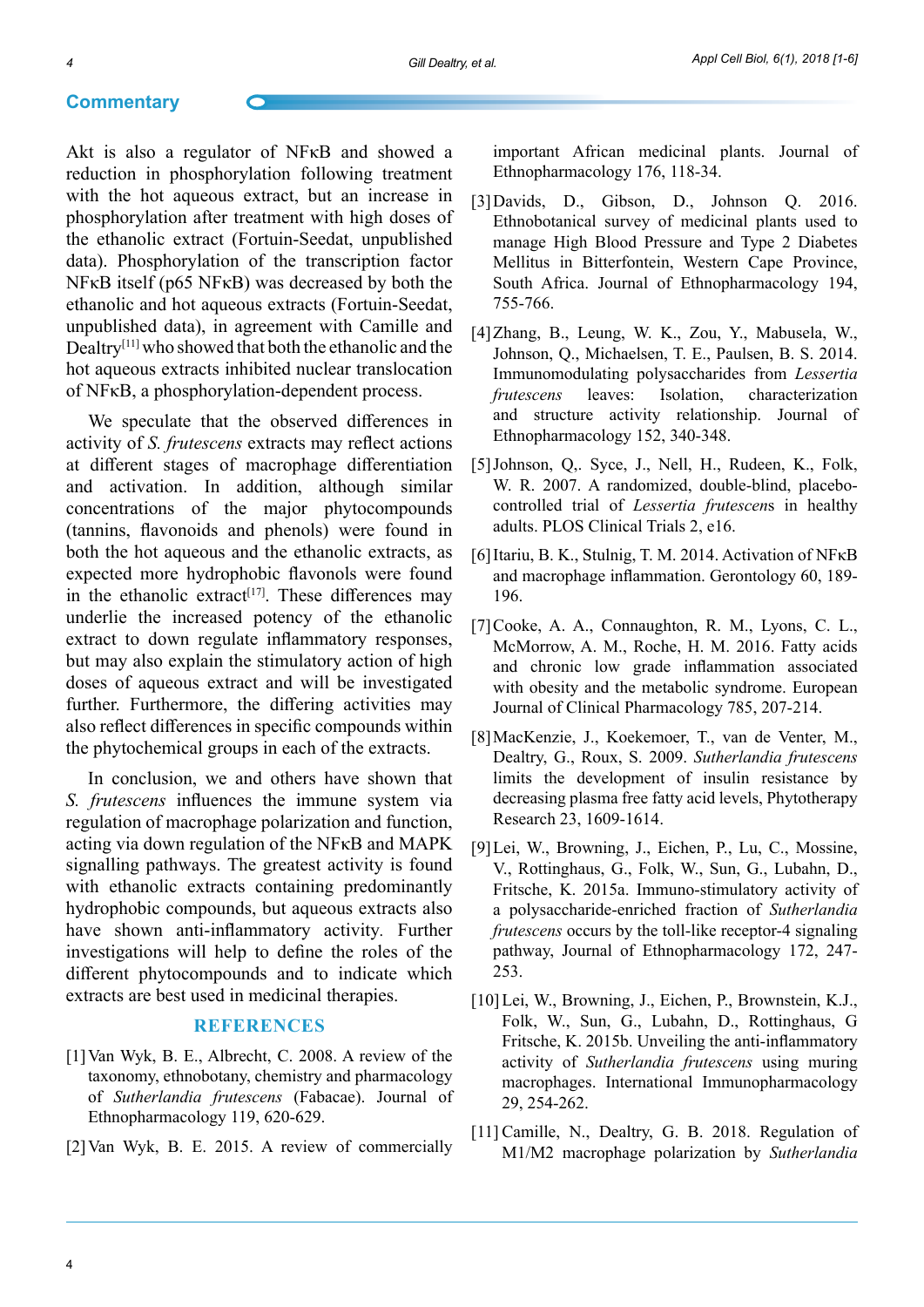Akt is also a regulator of NFκB and showed a reduction in phosphorylation following treatment with the hot aqueous extract, but an increase in phosphorylation after treatment with high doses of the ethanolic extract (Fortuin-Seedat, unpublished data). Phosphorylation of the transcription factor NFκB itself (p65 NFκB) was decreased by both the ethanolic and hot aqueous extracts (Fortuin-Seedat, unpublished data), in agreement with Camille and Dealtry[11] who showed that both the ethanolic and the hot aqueous extracts inhibited nuclear translocation of NFκB, a phosphorylation-dependent process.

We speculate that the observed differences in activity of *S. frutescens* extracts may reflect actions at different stages of macrophage differentiation and activation. In addition, although similar concentrations of the major phytocompounds (tannins, flavonoids and phenols) were found in both the hot aqueous and the ethanolic extracts, as expected more hydrophobic flavonols were found in the ethanolic extract[17]. These differences may underlie the increased potency of the ethanolic extract to down regulate inflammatory responses, but may also explain the stimulatory action of high doses of aqueous extract and will be investigated further. Furthermore, the differing activities may also reflect differences in specific compounds within the phytochemical groups in each of the extracts.

In conclusion, we and others have shown that *S. frutescens* influences the immune system via regulation of macrophage polarization and function, acting via down regulation of the NFκB and MAPK signalling pathways. The greatest activity is found with ethanolic extracts containing predominantly hydrophobic compounds, but aqueous extracts also have shown anti-inflammatory activity. Further investigations will help to define the roles of the different phytocompounds and to indicate which extracts are best used in medicinal therapies.

## REFERENCES

[1] Van Wyk, B. E., Albrecht, C. 2008. A review of the taxonomy, ethnobotany, chemistry and pharmacology of *Sutherlandia frutescens* (Fabacae). Journal of Ethnopharmacology 119, 620-629.

[2] Van Wyk, B. E. 2015. A review of commercially important African medicinal plants. Journal of Ethnopharmacology 176, 118-34.

[3] Davids, D., Gibson, D., Johnson Q. 2016. Ethnobotanical survey of medicinal plants used to manage High Blood Pressure and Type 2 Diabetes Mellitus in Bitterfontein, Western Cape Province, South Africa. Journal of Ethnopharmacology 194, 755-766.

[4] Zhang, B., Leung, W. K., Zou, Y., Mabusela, W., Johnson, Q., Michaelsen, T. E., Paulsen, B. S. 2014. Immunomodulating polysaccharides from *Lessertia frutescens* leaves: Isolation, characterization and structure activity relationship. Journal of Ethnopharmacology 152, 340-348.

[5] Johnson, Q,. Syce, J., Nell, H., Rudeen, K., Folk, W. R. 2007. A randomized, double-blind, placebo-controlled trial of *Lessertia frutescen*s in healthy adults. PLOS Clinical Trials 2, e16.

[6] Itariu, B. K., Stulnig, T. M. 2014. Activation of NFκB and macrophage inflammation. Gerontology 60, 189-196.

[7] Cooke, A. A., Connaughton, R. M., Lyons, C. L., McMorrow, A. M., Roche, H. M. 2016. Fatty acids and chronic low grade inflammation associated with obesity and the metabolic syndrome. European Journal of Clinical Pharmacology 785, 207-214.

[8] MacKenzie, J., Koekemoer, T., van de Venter, M., Dealtry, G., Roux, S. 2009. *Sutherlandia frutescens* limits the development of insulin resistance by decreasing plasma free fatty acid levels, Phytotherapy Research 23, 1609-1614.

[9] Lei, W., Browning, J., Eichen, P., Lu, C., Mossine, V., Rottinghaus, G., Folk, W., Sun, G., Lubahn, D., Fritsche, K. 2015a. Immuno-stimulatory activity of a polysaccharide-enriched fraction of *Sutherlandia frutescens* occurs by the toll-like receptor-4 signaling pathway, Journal of Ethnopharmacology 172, 247-253.

[10] Lei, W., Browning, J., Eichen, P., Brownstein, K.J., Folk, W., Sun, G., Lubahn, D., Rottinghaus, G Fritsche, K. 2015b. Unveiling the anti-inflammatory activity of *Sutherlandia frutescens* using muring macrophages. International Immunopharmacology 29, 254-262.

[11] Camille, N., Dealtry, G. B. 2018. Regulation of M1/M2 macrophage polarization by *Sutherlandia*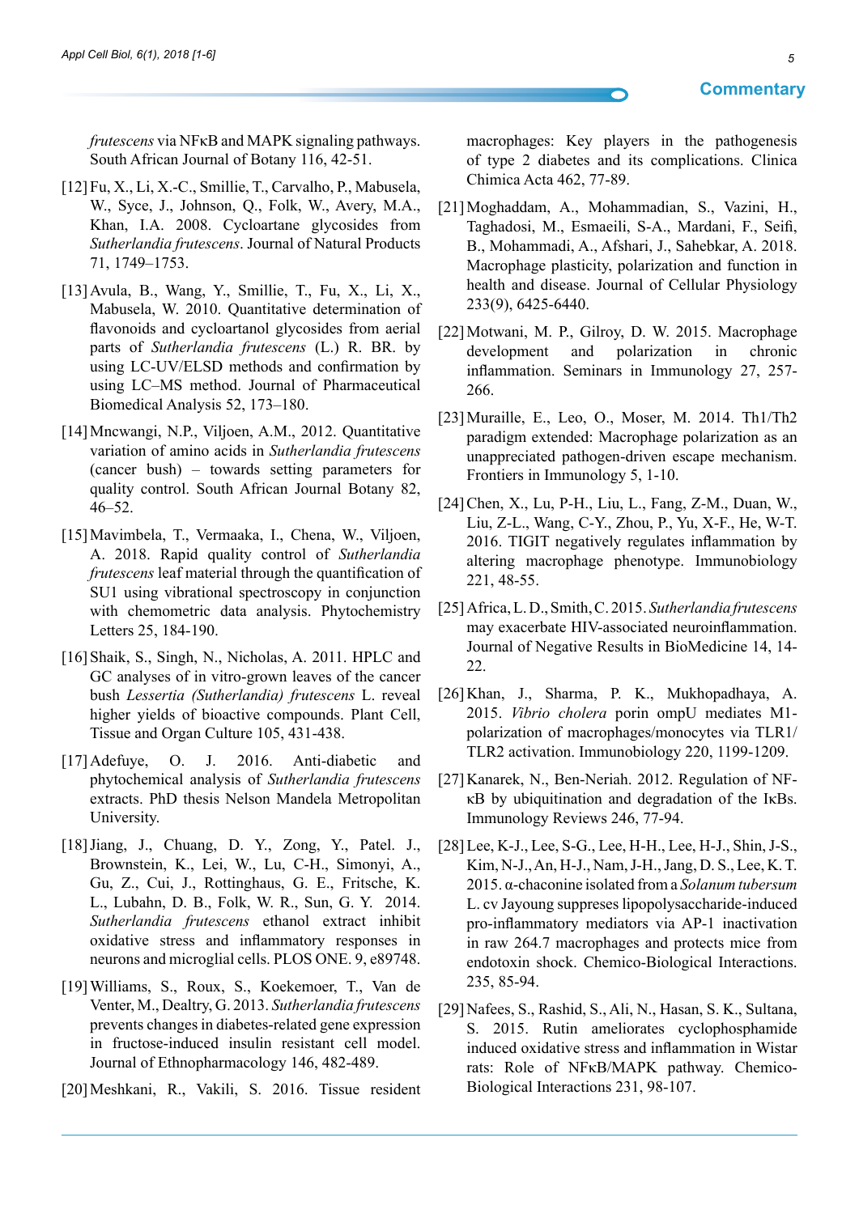*frutescens* via NFκB and MAPK signaling pathways. South African Journal of Botany 116, 42-51.

[12] Fu, X., Li, X.-C., Smillie, T., Carvalho, P., Mabusela, W., Syce, J., Johnson, Q., Folk, W., Avery, M.A., Khan, I.A. 2008. Cycloartane glycosides from *Sutherlandia frutescens*. Journal of Natural Products 71, 1749–1753.

[13] Avula, B., Wang, Y., Smillie, T., Fu, X., Li, X., Mabusela, W. 2010. Quantitative determination of flavonoids and cycloartanol glycosides from aerial parts of *Sutherlandia frutescens* (L.) R. BR. by using LC-UV/ELSD methods and confirmation by using LC–MS method. Journal of Pharmaceutical Biomedical Analysis 52, 173–180.

[14] Mncwangi, N.P., Viljoen, A.M., 2012. Quantitative variation of amino acids in *Sutherlandia frutescens* (cancer bush) – towards setting parameters for quality control. South African Journal Botany 82, 46–52.

[15] Mavimbela, T., Vermaaka, I., Chena, W., Viljoen, A. 2018. Rapid quality control of *Sutherlandia frutescens* leaf material through the quantification of SU1 using vibrational spectroscopy in conjunction with chemometric data analysis. Phytochemistry Letters 25, 184-190.

[16] Shaik, S., Singh, N., Nicholas, A. 2011. HPLC and GC analyses of in vitro-grown leaves of the cancer bush *Lessertia (Sutherlandia) frutescens* L. reveal higher yields of bioactive compounds. Plant Cell, Tissue and Organ Culture 105, 431-438.

[17] Adefuye, O. J. 2016. Anti-diabetic and phytochemical analysis of *Sutherlandia frutescens* extracts. PhD thesis Nelson Mandela Metropolitan University.

[18] Jiang, J., Chuang, D. Y., Zong, Y., Patel. J., Brownstein, K., Lei, W., Lu, C-H., Simonyi, A., Gu, Z., Cui, J., Rottinghaus, G. E., Fritsche, K. L., Lubahn, D. B., Folk, W. R., Sun, G. Y. 2014. *Sutherlandia frutescens* ethanol extract inhibit oxidative stress and inflammatory responses in neurons and microglial cells. PLOS ONE. 9, e89748.

[19] Williams, S., Roux, S., Koekemoer, T., Van de Venter, M., Dealtry, G. 2013. *Sutherlandia frutescens* prevents changes in diabetes-related gene expression in fructose-induced insulin resistant cell model. Journal of Ethnopharmacology 146, 482-489.

[20] Meshkani, R., Vakili, S. 2016. Tissue resident macrophages: Key players in the pathogenesis of type 2 diabetes and its complications. Clinica Chimica Acta 462, 77-89.

[21] Moghaddam, A., Mohammadian, S., Vazini, H., Taghadosi, M., Esmaeili, S-A., Mardani, F., Seifi, B., Mohammadi, A., Afshari, J., Sahebkar, A. 2018. Macrophage plasticity, polarization and function in health and disease. Journal of Cellular Physiology 233(9), 6425-6440.

[22] Motwani, M. P., Gilroy, D. W. 2015. Macrophage development and polarization in chronic inflammation. Seminars in Immunology 27, 257-266.

[23] Muraille, E., Leo, O., Moser, M. 2014. Th1/Th2 paradigm extended: Macrophage polarization as an unappreciated pathogen-driven escape mechanism. Frontiers in Immunology 5, 1-10.

[24] Chen, X., Lu, P-H., Liu, L., Fang, Z-M., Duan, W., Liu, Z-L., Wang, C-Y., Zhou, P., Yu, X-F., He, W-T. 2016. TIGIT negatively regulates inflammation by altering macrophage phenotype. Immunobiology 221, 48-55.

[25] Africa, L. D., Smith, C. 2015. *Sutherlandia frutescens* may exacerbate HIV-associated neuroinflammation. Journal of Negative Results in BioMedicine 14, 14-22.

[26] Khan, J., Sharma, P. K., Mukhopadhaya, A. 2015. *Vibrio cholera* porin ompU mediates M1-polarization of macrophages/monocytes via TLR1/TLR2 activation. Immunobiology 220, 1199-1209.

[27] Kanarek, N., Ben-Neriah. 2012. Regulation of NF-κB by ubiquitination and degradation of the IκBs. Immunology Reviews 246, 77-94.

[28] Lee, K-J., Lee, S-G., Lee, H-H., Lee, H-J., Shin, J-S., Kim, N-J., An, H-J., Nam, J-H., Jang, D. S., Lee, K. T. 2015. α-chaconine isolated from a *Solanum tubersum* L. cv Jayoung suppreses lipopolysaccharide-induced pro-inflammatory mediators via AP-1 inactivation in raw 264.7 macrophages and protects mice from endotoxin shock. Chemico-Biological Interactions. 235, 85-94.

[29] Nafees, S., Rashid, S., Ali, N., Hasan, S. K., Sultana, S. 2015. Rutin ameliorates cyclophosphamide induced oxidative stress and inflammation in Wistar rats: Role of NFκB/MAPK pathway. Chemico-Biological Interactions 231, 98-107.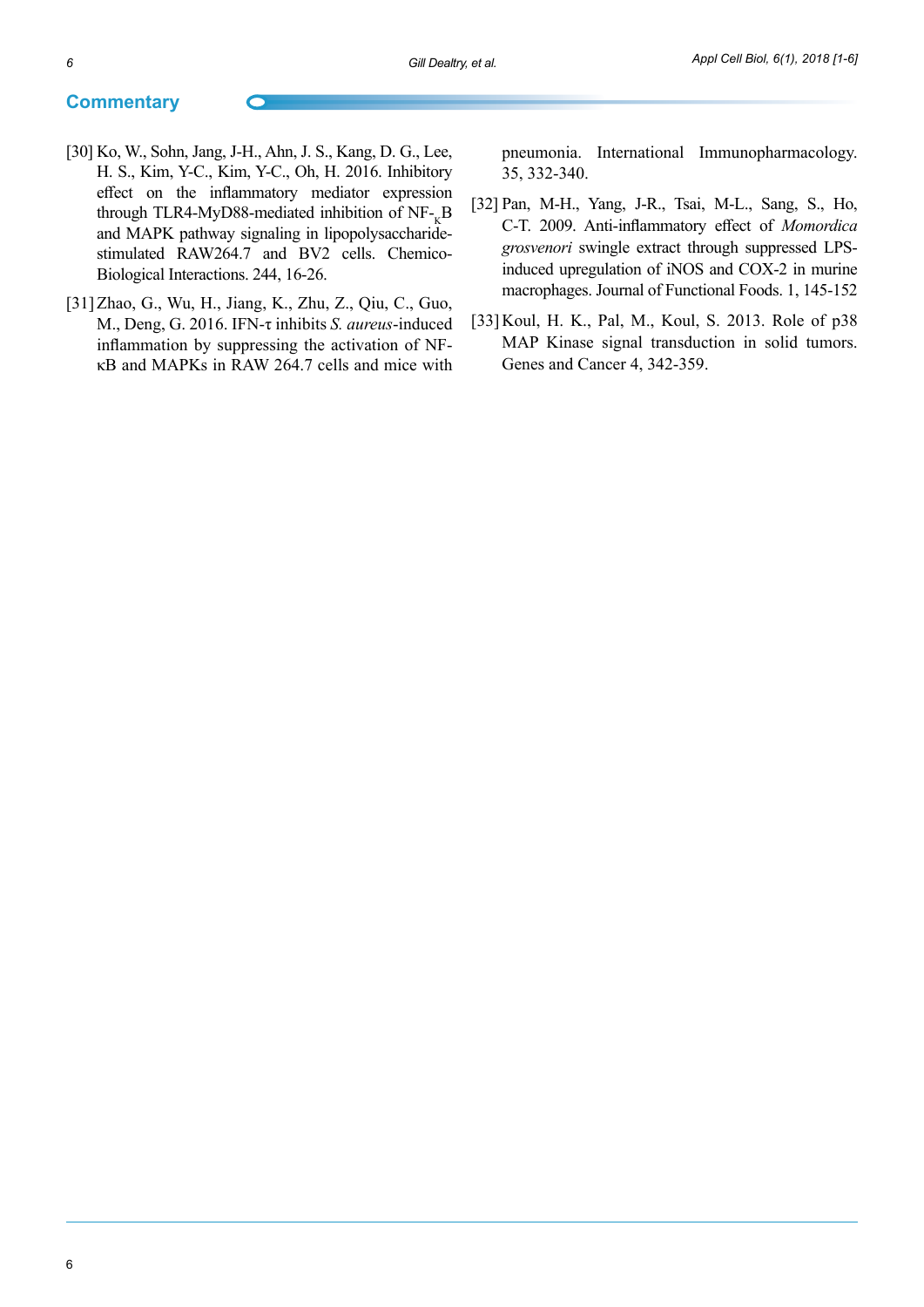[30] Ko, W., Sohn, Jang, J-H., Ahn, J. S., Kang, D. G., Lee, H. S., Kim, Y-C., Kim, Y-C., Oh, H. 2016. Inhibitory effect on the inflammatory mediator expression through TLR4-MyD88-mediated inhibition of NF-$_{\kappa}$B and MAPK pathway signaling in lipopolysaccharide-stimulated RAW264.7 and BV2 cells. Chemico-Biological Interactions. 244, 16-26.

[31] Zhao, G., Wu, H., Jiang, K., Zhu, Z., Qiu, C., Guo, M., Deng, G. 2016. IFN-τ inhibits *S. aureus*-induced inflammation by suppressing the activation of NF-κB and MAPKs in RAW 264.7 cells and mice with pneumonia. International Immunopharmacology. 35, 332-340.

[32] Pan, M-H., Yang, J-R., Tsai, M-L., Sang, S., Ho, C-T. 2009. Anti-inflammatory effect of *Momordica grosvenori* swingle extract through suppressed LPS-induced upregulation of iNOS and COX-2 in murine macrophages. Journal of Functional Foods. 1, 145-152

[33] Koul, H. K., Pal, M., Koul, S. 2013. Role of p38 MAP Kinase signal transduction in solid tumors. Genes and Cancer 4, 342-359.